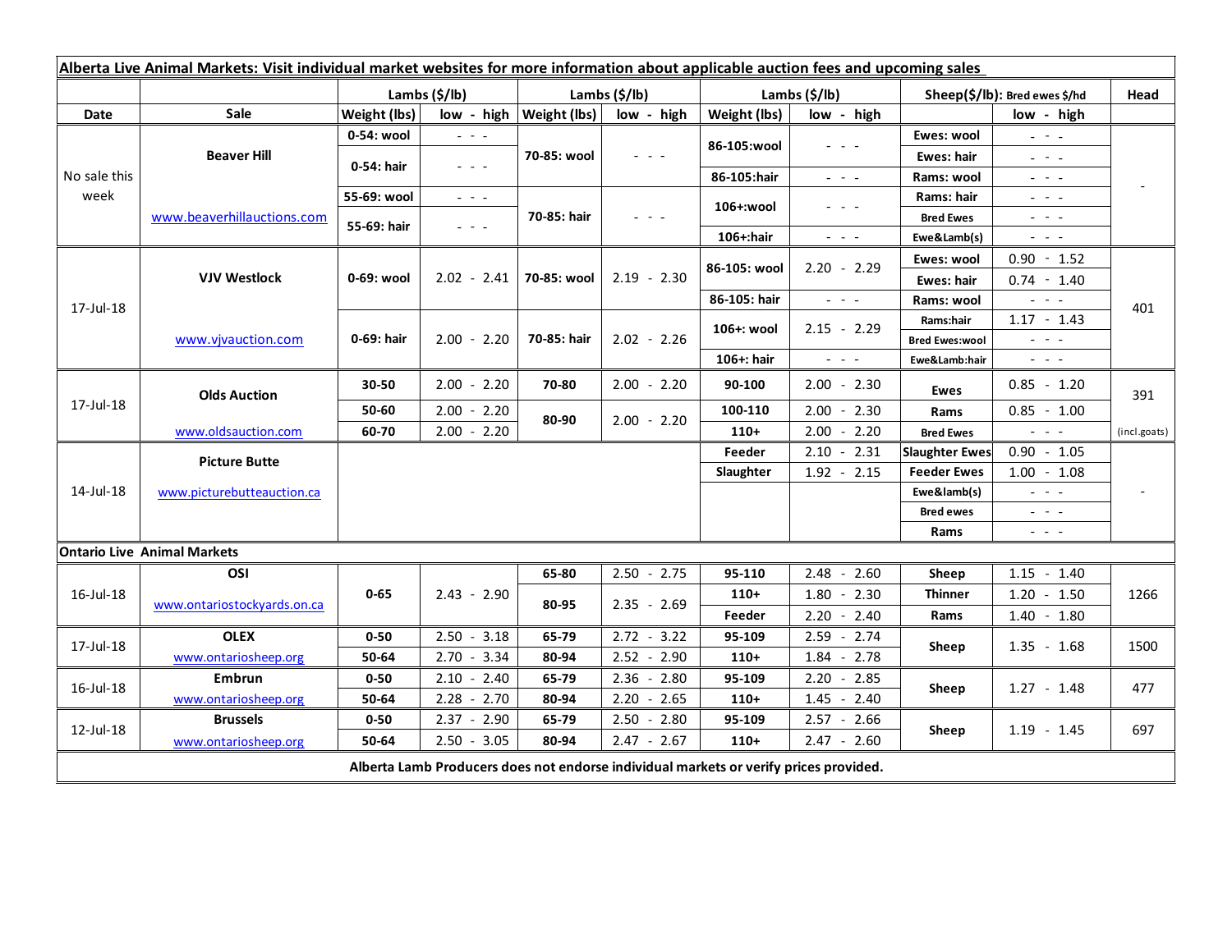| Alberta Live Animal Markets: Visit individual market websites for more information about applicable auction fees and upcoming sales | | | | | | | | | | |
|---|---|---|---|---|---|---|---|---|---|---|
| | | Lambs ($/lb) | | Lambs ($/lb) | | Lambs ($/lb) | | Sheep($/lb): Bred ewes $/hd | | Head |
| Date | Sale | Weight (lbs) | low - high | Weight (lbs) | low - high | Weight (lbs) | low - high | | low - high | |
| No sale this week | Beaver Hill | 0-54: wool | - - - | 70-85: wool | - - - | 86-105:wool | - - - | Ewes: wool | - - - | - |
| | | 0-54: hair | - - - | | | | | Ewes: hair | - - - | |
| | | | | | | 86-105:hair | - - - | Rams: wool | - - - | |
| | www.beaverhillauctions.com | 55-69: wool | - - - | 70-85: hair | - - - | 106+:wool | - - - | Rams: hair | - - - | |
| | | 55-69: hair | - - - | | | | | Bred Ewes | - - - | |
| | | | | | | 106+:hair | - - - | Ewe&Lamb(s) | - - - | |
| 17-Jul-18 | VJV Westlock | 0-69: wool | 2.02 - 2.41 | 70-85: wool | 2.19 - 2.30 | 86-105: wool | 2.20 - 2.29 | Ewes: wool | 0.90 - 1.52 | 401 |
| | | | | | | | | Ewes: hair | 0.74 - 1.40 | |
| | | | | | | 86-105: hair | - - - | Rams: wool | - - - | |
| | www.vjvauction.com | 0-69: hair | 2.00 - 2.20 | 70-85: hair | 2.02 - 2.26 | 106+: wool | 2.15 - 2.29 | Rams:hair | 1.17 - 1.43 | |
| | | | | | | | | Bred Ewes:wool | - - - | |
| | | | | | | 106+: hair | - - - | Ewe&Lamb:hair | - - - | |
| 17-Jul-18 | Olds Auction | 30-50 | 2.00 - 2.20 | 70-80 | 2.00 - 2.20 | 90-100 | 2.00 - 2.30 | Ewes | 0.85 - 1.20 | 391 |
| | | 50-60 | 2.00 - 2.20 | 80-90 | 2.00 - 2.20 | 100-110 | 2.00 - 2.30 | Rams | 0.85 - 1.00 | |
| | www.oldsauction.com | 60-70 | 2.00 - 2.20 | | | 110+ | 2.00 - 2.20 | Bred Ewes | - - - | (incl.goats) |
| 14-Jul-18 | Picture Butte | | | | | Feeder | 2.10 - 2.31 | Slaughter Ewes | 0.90 - 1.05 | - |
| | | | | | | Slaughter | 1.92 - 2.15 | Feeder Ewes | 1.00 - 1.08 | |
| | www.picturebutteauction.ca | | | | | | | Ewe&lamb(s) | - - - | |
| | | | | | | | | Bred ewes | - - - | |
| | | | | | | | | Rams | - - - | |
| **Ontario Live Animal Markets** | | | | | | | | | | |
| 16-Jul-18 | OSI | 0-65 | 2.43 - 2.90 | 65-80 | 2.50 - 2.75 | 95-110 | 2.48 - 2.60 | Sheep | 1.15 - 1.40 | 1266 |
| | | | | 80-95 | 2.35 - 2.69 | 110+ | 1.80 - 2.30 | Thinner | 1.20 - 1.50 | |
| | www.ontariostockyards.on.ca | | | | | Feeder | 2.20 - 2.40 | Rams | 1.40 - 1.80 | |
| 17-Jul-18 | OLEX | 0-50 | 2.50 - 3.18 | 65-79 | 2.72 - 3.22 | 95-109 | 2.59 - 2.74 | Sheep | 1.35 - 1.68 | 1500 |
| | www.ontariosheep.org | 50-64 | 2.70 - 3.34 | 80-94 | 2.52 - 2.90 | 110+ | 1.84 - 2.78 | | | |
| 16-Jul-18 | Embrun | 0-50 | 2.10 - 2.40 | 65-79 | 2.36 - 2.80 | 95-109 | 2.20 - 2.85 | Sheep | 1.27 - 1.48 | 477 |
| | www.ontariosheep.org | 50-64 | 2.28 - 2.70 | 80-94 | 2.20 - 2.65 | 110+ | 1.45 - 2.40 | | | |
| 12-Jul-18 | Brussels | 0-50 | 2.37 - 2.90 | 65-79 | 2.50 - 2.80 | 95-109 | 2.57 - 2.66 | Sheep | 1.19 - 1.45 | 697 |
| | www.ontariosheep.org | 50-64 | 2.50 - 3.05 | 80-94 | 2.47 - 2.67 | 110+ | 2.47 - 2.60 | | | |

**Alberta Lamb Producers does not endorse individual markets or verify prices provided.**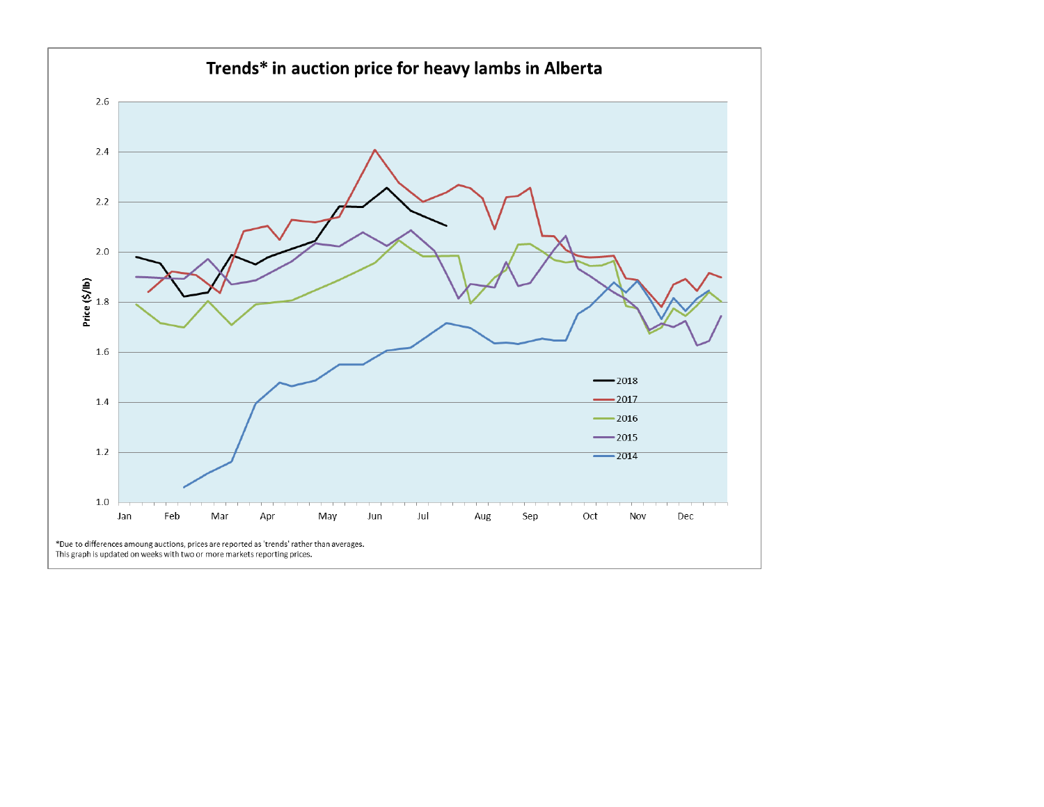# Trends* in auction price for heavy lambs in Alberta

Price ($/lb)

2.6
2.4
2.2
2.0
1.8
1.6
1.4
1.2
1.0

Jan Feb Mar Apr May Jun Jul Aug Sep Oct Nov Dec

2018
2017
2016
2015
2014

*Due to differences amoung auctions, prices are reported as 'trends' rather than averages.
This graph is updated on weeks with two or more markets reporting prices.